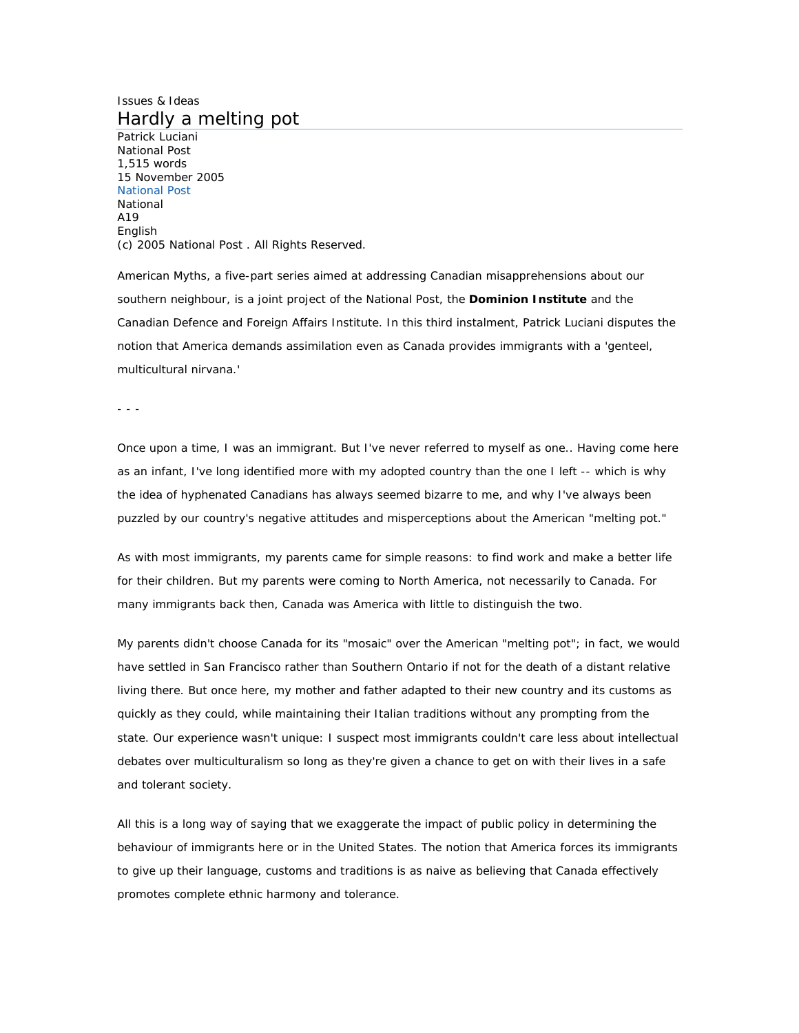Issues & Ideas

# Hardly a melting pot

Patrick Luciani
National Post
1,515 words
15 November 2005
National Post
National
A19
English
(c) 2005 National Post . All Rights Reserved.

American Myths, a five-part series aimed at addressing Canadian misapprehensions about our southern neighbour, is a joint project of the National Post, the **Dominion Institute** and the Canadian Defence and Foreign Affairs Institute. In this third instalment, Patrick Luciani disputes the notion that America demands assimilation even as Canada provides immigrants with a 'genteel, multicultural nirvana.'

- - -

Once upon a time, I was an immigrant. But I've never referred to myself as one.. Having come here as an infant, I've long identified more with my adopted country than the one I left -- which is why the idea of hyphenated Canadians has always seemed bizarre to me, and why I've always been puzzled by our country's negative attitudes and misperceptions about the American "melting pot."

As with most immigrants, my parents came for simple reasons: to find work and make a better life for their children. But my parents were coming to North America, not necessarily to Canada. For many immigrants back then, Canada was America with little to distinguish the two.

My parents didn't choose Canada for its "mosaic" over the American "melting pot"; in fact, we would have settled in San Francisco rather than Southern Ontario if not for the death of a distant relative living there. But once here, my mother and father adapted to their new country and its customs as quickly as they could, while maintaining their Italian traditions without any prompting from the state. Our experience wasn't unique: I suspect most immigrants couldn't care less about intellectual debates over multiculturalism so long as they're given a chance to get on with their lives in a safe and tolerant society.

All this is a long way of saying that we exaggerate the impact of public policy in determining the behaviour of immigrants here or in the United States. The notion that America forces its immigrants to give up their language, customs and traditions is as naive as believing that Canada effectively promotes complete ethnic harmony and tolerance.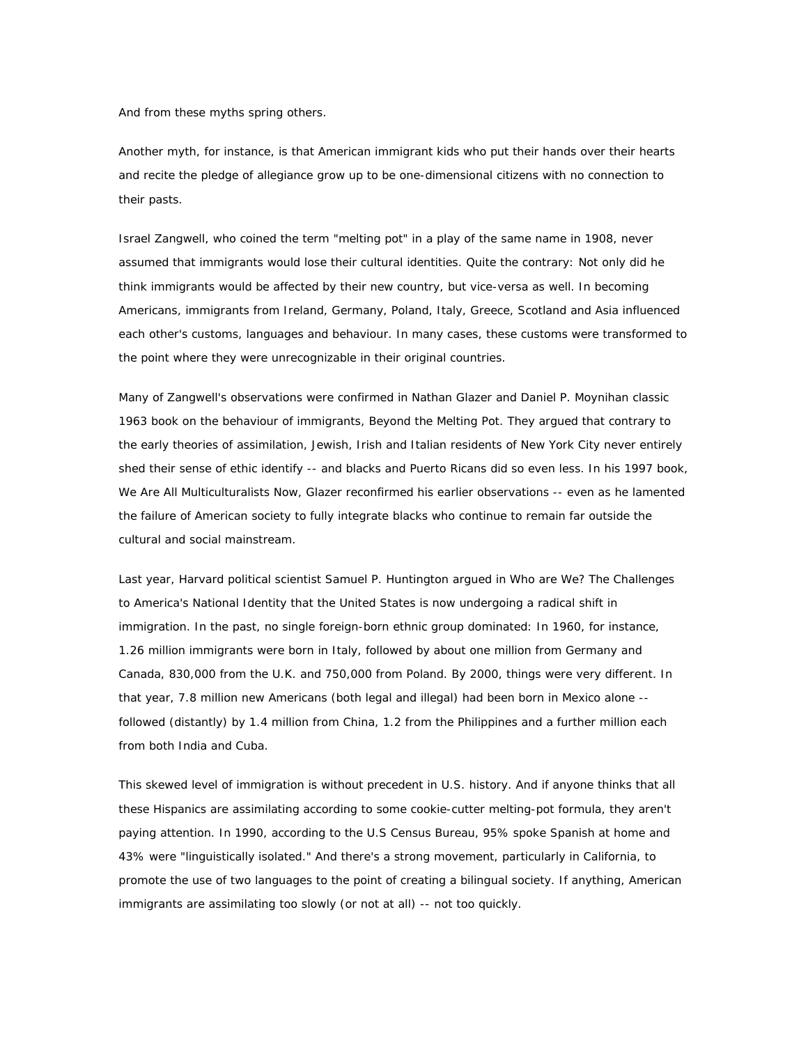And from these myths spring others.

Another myth, for instance, is that American immigrant kids who put their hands over their hearts and recite the pledge of allegiance grow up to be one-dimensional citizens with no connection to their pasts.

Israel Zangwell, who coined the term "melting pot" in a play of the same name in 1908, never assumed that immigrants would lose their cultural identities. Quite the contrary: Not only did he think immigrants would be affected by their new country, but vice-versa as well. In becoming Americans, immigrants from Ireland, Germany, Poland, Italy, Greece, Scotland and Asia influenced each other's customs, languages and behaviour. In many cases, these customs were transformed to the point where they were unrecognizable in their original countries.

Many of Zangwell's observations were confirmed in Nathan Glazer and Daniel P. Moynihan classic 1963 book on the behaviour of immigrants, Beyond the Melting Pot. They argued that contrary to the early theories of assimilation, Jewish, Irish and Italian residents of New York City never entirely shed their sense of ethic identify -- and blacks and Puerto Ricans did so even less. In his 1997 book, We Are All Multiculturalists Now, Glazer reconfirmed his earlier observations -- even as he lamented the failure of American society to fully integrate blacks who continue to remain far outside the cultural and social mainstream.

Last year, Harvard political scientist Samuel P. Huntington argued in Who are We? The Challenges to America's National Identity that the United States is now undergoing a radical shift in immigration. In the past, no single foreign-born ethnic group dominated: In 1960, for instance, 1.26 million immigrants were born in Italy, followed by about one million from Germany and Canada, 830,000 from the U.K. and 750,000 from Poland. By 2000, things were very different. In that year, 7.8 million new Americans (both legal and illegal) had been born in Mexico alone -- followed (distantly) by 1.4 million from China, 1.2 from the Philippines and a further million each from both India and Cuba.

This skewed level of immigration is without precedent in U.S. history. And if anyone thinks that all these Hispanics are assimilating according to some cookie-cutter melting-pot formula, they aren't paying attention. In 1990, according to the U.S Census Bureau, 95% spoke Spanish at home and 43% were "linguistically isolated." And there's a strong movement, particularly in California, to promote the use of two languages to the point of creating a bilingual society. If anything, American immigrants are assimilating too slowly (or not at all) -- not too quickly.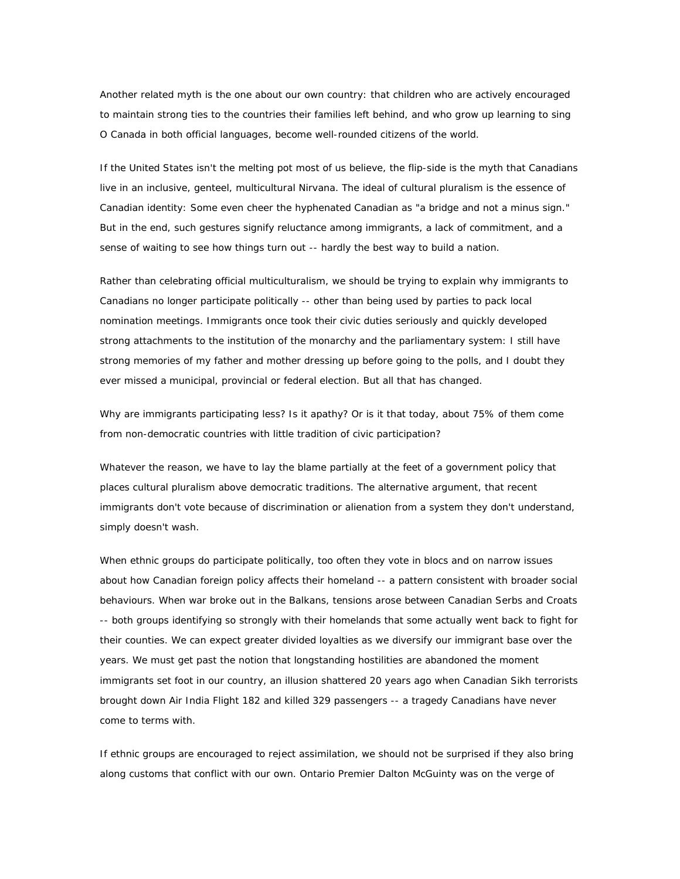Another related myth is the one about our own country: that children who are actively encouraged to maintain strong ties to the countries their families left behind, and who grow up learning to sing O Canada in both official languages, become well-rounded citizens of the world.

If the United States isn't the melting pot most of us believe, the flip-side is the myth that Canadians live in an inclusive, genteel, multicultural Nirvana. The ideal of cultural pluralism is the essence of Canadian identity: Some even cheer the hyphenated Canadian as "a bridge and not a minus sign." But in the end, such gestures signify reluctance among immigrants, a lack of commitment, and a sense of waiting to see how things turn out -- hardly the best way to build a nation.

Rather than celebrating official multiculturalism, we should be trying to explain why immigrants to Canadians no longer participate politically -- other than being used by parties to pack local nomination meetings. Immigrants once took their civic duties seriously and quickly developed strong attachments to the institution of the monarchy and the parliamentary system: I still have strong memories of my father and mother dressing up before going to the polls, and I doubt they ever missed a municipal, provincial or federal election. But all that has changed.

Why are immigrants participating less? Is it apathy? Or is it that today, about 75% of them come from non-democratic countries with little tradition of civic participation?

Whatever the reason, we have to lay the blame partially at the feet of a government policy that places cultural pluralism above democratic traditions. The alternative argument, that recent immigrants don't vote because of discrimination or alienation from a system they don't understand, simply doesn't wash.

When ethnic groups do participate politically, too often they vote in blocs and on narrow issues about how Canadian foreign policy affects their homeland -- a pattern consistent with broader social behaviours. When war broke out in the Balkans, tensions arose between Canadian Serbs and Croats -- both groups identifying so strongly with their homelands that some actually went back to fight for their counties. We can expect greater divided loyalties as we diversify our immigrant base over the years. We must get past the notion that longstanding hostilities are abandoned the moment immigrants set foot in our country, an illusion shattered 20 years ago when Canadian Sikh terrorists brought down Air India Flight 182 and killed 329 passengers -- a tragedy Canadians have never come to terms with.

If ethnic groups are encouraged to reject assimilation, we should not be surprised if they also bring along customs that conflict with our own. Ontario Premier Dalton McGuinty was on the verge of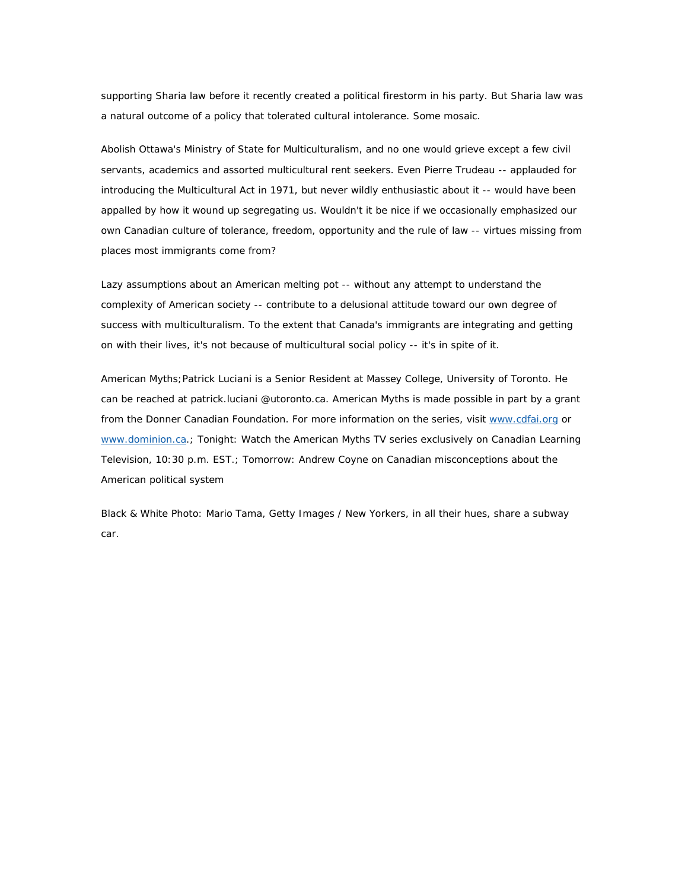supporting Sharia law before it recently created a political firestorm in his party. But Sharia law was a natural outcome of a policy that tolerated cultural intolerance. Some mosaic.

Abolish Ottawa's Ministry of State for Multiculturalism, and no one would grieve except a few civil servants, academics and assorted multicultural rent seekers. Even Pierre Trudeau -- applauded for introducing the Multicultural Act in 1971, but never wildly enthusiastic about it -- would have been appalled by how it wound up segregating us. Wouldn't it be nice if we occasionally emphasized our own Canadian culture of tolerance, freedom, opportunity and the rule of law -- virtues missing from places most immigrants come from?

Lazy assumptions about an American melting pot -- without any attempt to understand the complexity of American society -- contribute to a delusional attitude toward our own degree of success with multiculturalism. To the extent that Canada's immigrants are integrating and getting on with their lives, it's not because of multicultural social policy -- it's in spite of it.

American Myths;Patrick Luciani is a Senior Resident at Massey College, University of Toronto. He can be reached at patrick.luciani @utoronto.ca. American Myths is made possible in part by a grant from the Donner Canadian Foundation. For more information on the series, visit [www.cdfai.org](www.cdfai.org) or [www.dominion.ca](www.dominion.ca).; Tonight: Watch the American Myths TV series exclusively on Canadian Learning Television, 10:30 p.m. EST.; Tomorrow: Andrew Coyne on Canadian misconceptions about the American political system

Black & White Photo: Mario Tama, Getty Images / New Yorkers, in all their hues, share a subway car.